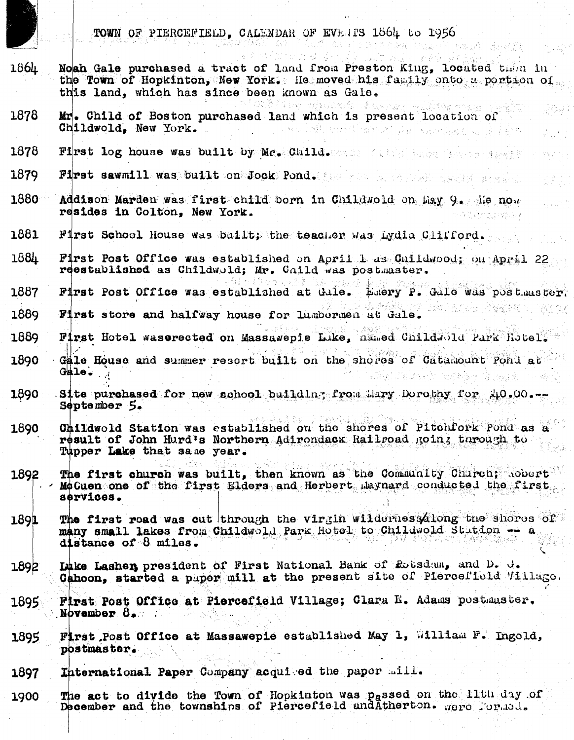# TOWN OF PIERCEFIELD, CALENDAR OF EVENTS 1864 to 1956

1864 Noah Gale purchased a tract of land from Preston King, located then in the Town of Hopkinton, New York. He moved his family onto a portion of this land, which has since been known as Gale.

1878 Mr. Child of Boston purchased land which is present location of Childwold, New York.

1878 First log house was built by Mr. Child.

1879 First sawmill was built on Jock Pond.

1880 Addison Marden was first child born in Childwold on May 9. He now resides in Colton, New York.

1881 First School House was built; the teacher was Lydia Clifford.

1884 First Post Office was established on April 1 as Childwood; on April 22 reestablished as Childwold; Mr. Child was postmaster.

1887 First Post Office was established at Gale. Emery P. Gale was postmaster.

1889 First store and halfway house for lumbermen at Gale.

1889 First Hotel waserected on Massawepie Lake, named Childwold Park Hotel.

1890 Gale House and summer resort built on the shores of Catamount Pond at Gale.

1890 Site purchased for new school building from Mary Dorothy for $40.00.-- September 5.

1890 Childwold Station was established on the shores of Pitchfork Pond as a result of John Hurd's Northern Adirondack Railroad going through to Tupper Lake that same year.

1892 The first church was built, then known as the Community Church; Robert McCuen one of the first Elders and Herbert Maynard conducted the first services.

1891 The first road was cut through the virgin wilderness along the shores of many small lakes from Childwold Park Hotel to Childwold Station -- a distance of 8 miles.

1892 Luke Lashen president of First National Bank of Potsdam, and D. J. Cahoon, started a paper mill at the present site of Piercefield Village.

1895 First Post Office at Piercefield Village; Clara E. Adams postmaster. November 8.

1895 First Post Office at Massawepie established May 1, William F. Ingold, postmaster.

1897 International Paper Company acquired the paper mill.

1900 The act to divide the Town of Hopkinton was passed on the 11th day of December and the townships of Piercefield andAtherton. were formed.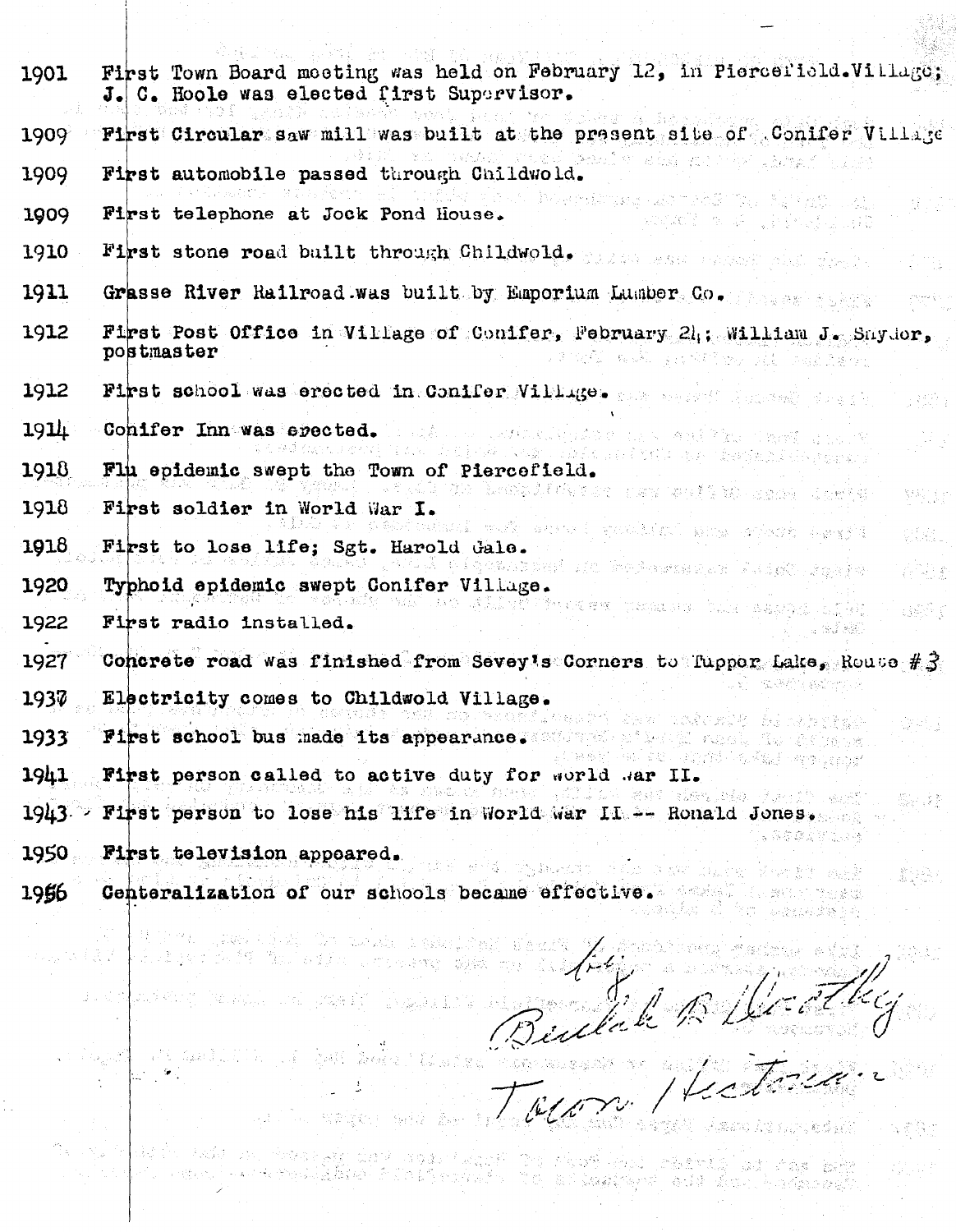1901 First Town Board meeting was held on February 12, in Piercefield Village; J. C. Hoole was elected first Supervisor.

1909 First Circular saw mill was built at the present site of Conifer Village

1909 First automobile passed through Childwold.

1909 First telephone at Jock Pond House.

1910 First stone road built through Childwold.

1911 Grasse River Railroad was built by Emporium Lumber Co.

1912 First Post Office in Village of Conifer, February 24; William J. Snyder, postmaster

1912 First school was erected in Conifer Village.

1914 Conifer Inn was erected.

1918 Flu epidemic swept the Town of Piercefield.

1918 First soldier in World War I.

1918 First to lose life; Sgt. Harold Gale.

1920 Typhoid epidemic swept Conifer Village.

1922 First radio installed.

1927 Concrete road was finished from Sevey's Corners to Tupper Lake, Route #3

1937 Electricity comes to Childwold Village.

1933 First school bus made its appearance.

1941 First person called to active duty for World War II.

1943 First person to lose his life in World War II -- Ronald Jones.

1950 First television appeared.

1956 Centeralization of our schools became effective.

by
Beulah B. Dorothy
Town Historian